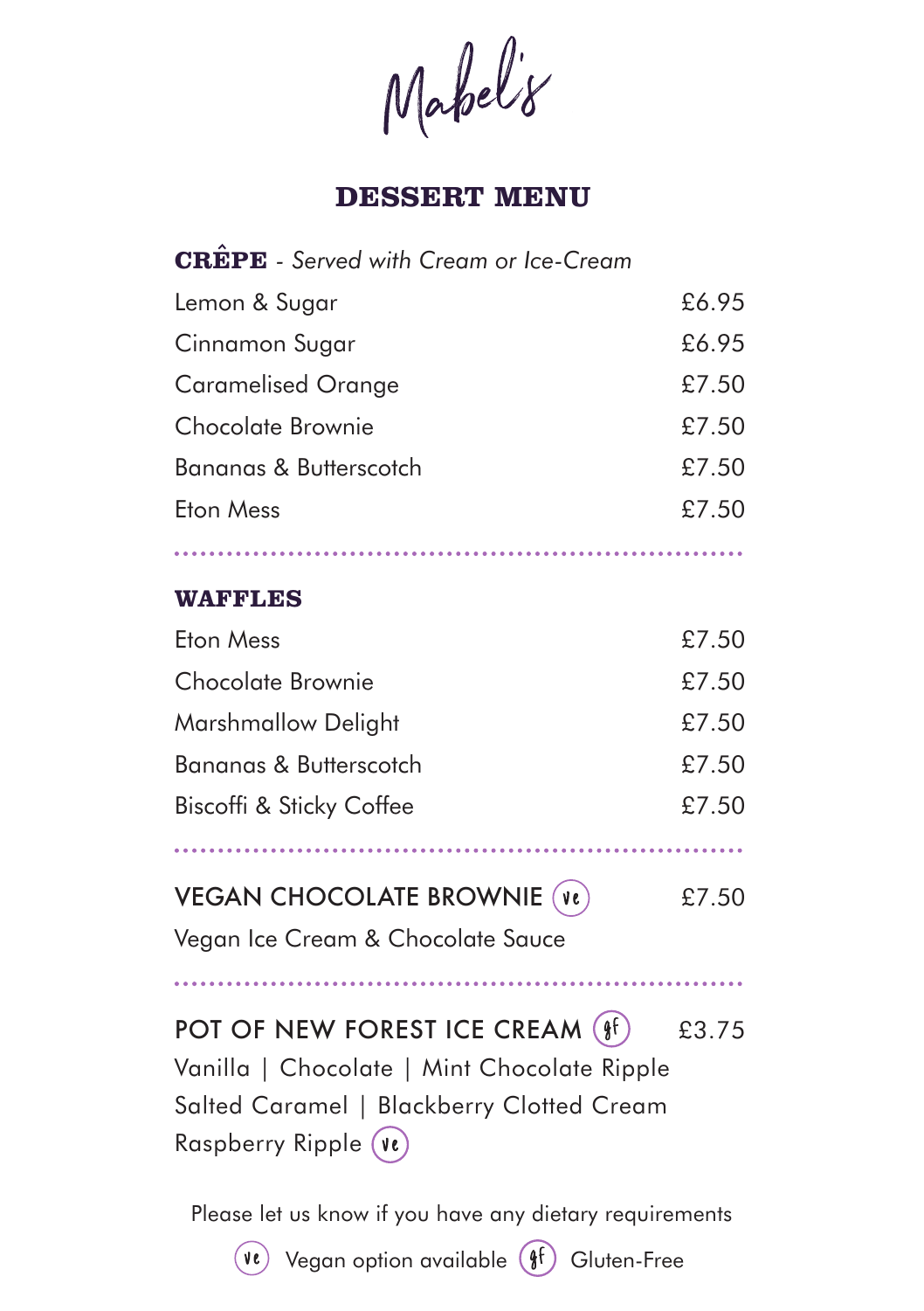# Mabel's

## DESSERT MENU

**CRÊPE** - *Served with Cream or Ice-Cream*

| | |
|---|---|
| Lemon & Sugar | £6.95 |
| Cinnamon Sugar | £6.95 |
| Caramelised Orange | £7.50 |
| Chocolate Brownie | £7.50 |
| Bananas & Butterscotch | £7.50 |
| Eton Mess | £7.50 |

**WAFFLES**

| | |
|---|---|
| Eton Mess | £7.50 |
| Chocolate Brownie | £7.50 |
| Marshmallow Delight | £7.50 |
| Bananas & Butterscotch | £7.50 |
| Biscoffi & Sticky Coffee | £7.50 |

VEGAN CHOCOLATE BROWNIE (ve) £7.50

Vegan Ice Cream & Chocolate Sauce

POT OF NEW FOREST ICE CREAM (gf) £3.75

Vanilla | Chocolate | Mint Chocolate Ripple

Salted Caramel | Blackberry Clotted Cream

Raspberry Ripple (ve)

Please let us know if you have any dietary requirements

(ve) Vegan option available (gf) Gluten-Free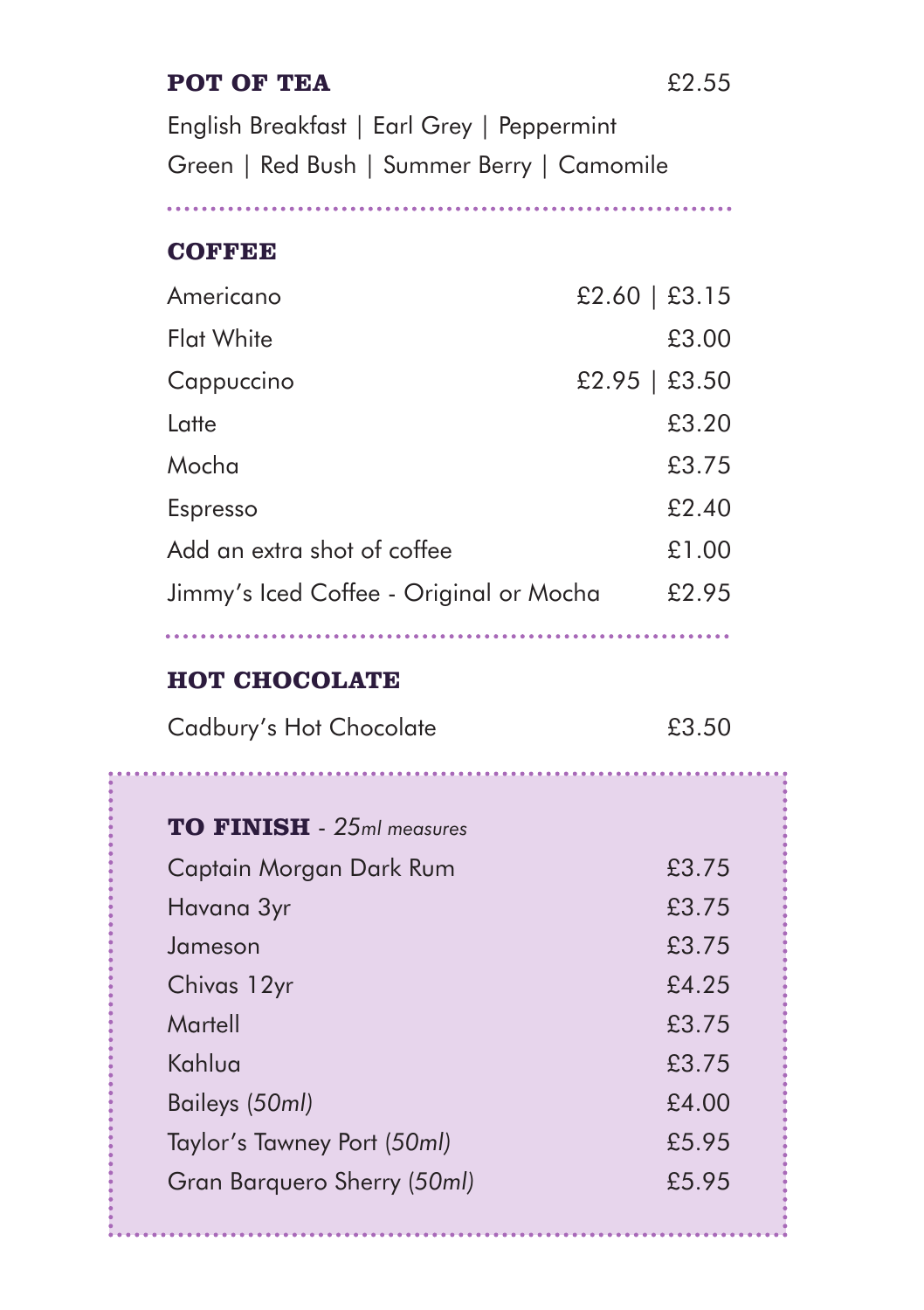## POT OF TEA

£2.55

English Breakfast | Earl Grey | Peppermint
Green | Red Bush | Summer Berry | Camomile

## COFFEE

| | |
|---|---|
| Americano | £2.60 \| £3.15 |
| Flat White | £3.00 |
| Cappuccino | £2.95 \| £3.50 |
| Latte | £3.20 |
| Mocha | £3.75 |
| Espresso | £2.40 |
| Add an extra shot of coffee | £1.00 |
| Jimmy's Iced Coffee - Original or Mocha | £2.95 |

## HOT CHOCOLATE

| | |
|---|---|
| Cadbury's Hot Chocolate | £3.50 |

## TO FINISH - *25ml measures*

| | |
|---|---|
| Captain Morgan Dark Rum | £3.75 |
| Havana 3yr | £3.75 |
| Jameson | £3.75 |
| Chivas 12yr | £4.25 |
| Martell | £3.75 |
| Kahlua | £3.75 |
| Baileys *(50ml)* | £4.00 |
| Taylor's Tawney Port *(50ml)* | £5.95 |
| Gran Barquero Sherry *(50ml)* | £5.95 |